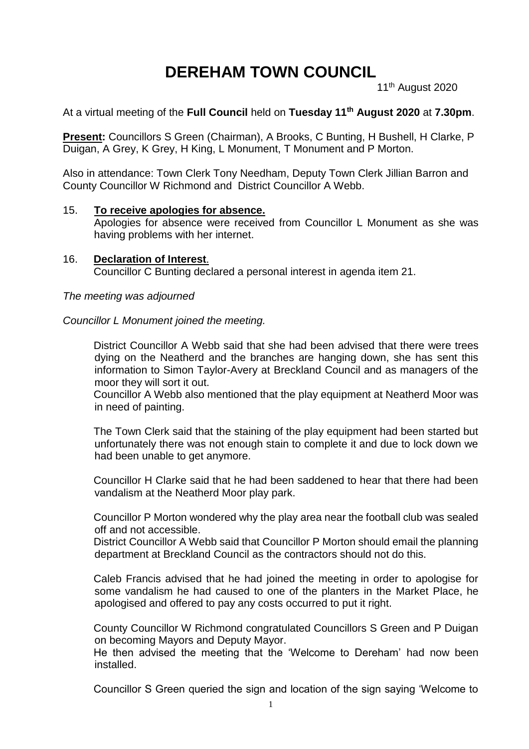# DEREHAM TOWN COUNCIL

11th August 2020

At a virtual meeting of the **Full Council** held on **Tuesday 11th August 2020** at **7.30pm**.

**Present:** Councillors S Green (Chairman), A Brooks, C Bunting, H Bushell, H Clarke, P Duigan, A Grey, K Grey, H King, L Monument, T Monument and P Morton.

Also in attendance: Town Clerk Tony Needham, Deputy Town Clerk Jillian Barron and County Councillor W Richmond and District Councillor A Webb.

15. **To receive apologies for absence.**
    Apologies for absence were received from Councillor L Monument as she was having problems with her internet.

16. **Declaration of Interest**.
    Councillor C Bunting declared a personal interest in agenda item 21.

*The meeting was adjourned*

*Councillor L Monument joined the meeting.*

District Councillor A Webb said that she had been advised that there were trees dying on the Neatherd and the branches are hanging down, she has sent this information to Simon Taylor-Avery at Breckland Council and as managers of the moor they will sort it out.
Councillor A Webb also mentioned that the play equipment at Neatherd Moor was in need of painting.

The Town Clerk said that the staining of the play equipment had been started but unfortunately there was not enough stain to complete it and due to lock down we had been unable to get anymore.

Councillor H Clarke said that he had been saddened to hear that there had been vandalism at the Neatherd Moor play park.

Councillor P Morton wondered why the play area near the football club was sealed off and not accessible.
District Councillor A Webb said that Councillor P Morton should email the planning department at Breckland Council as the contractors should not do this.

Caleb Francis advised that he had joined the meeting in order to apologise for some vandalism he had caused to one of the planters in the Market Place, he apologised and offered to pay any costs occurred to put it right.

County Councillor W Richmond congratulated Councillors S Green and P Duigan on becoming Mayors and Deputy Mayor.
He then advised the meeting that the 'Welcome to Dereham' had now been installed.

Councillor S Green queried the sign and location of the sign saying 'Welcome to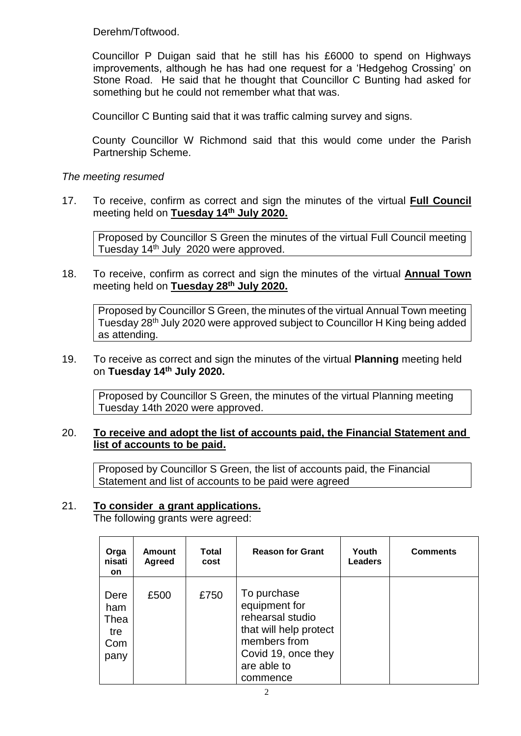Derehm/Toftwood.

Councillor P Duigan said that he still has his £6000 to spend on Highways improvements, although he has had one request for a 'Hedgehog Crossing' on Stone Road. He said that he thought that Councillor C Bunting had asked for something but he could not remember what that was.

Councillor C Bunting said that it was traffic calming survey and signs.

County Councillor W Richmond said that this would come under the Parish Partnership Scheme.

*The meeting resumed*

17. To receive, confirm as correct and sign the minutes of the virtual **Full Council** meeting held on **Tuesday 14th July 2020.**

    Proposed by Councillor S Green the minutes of the virtual Full Council meeting Tuesday 14th July 2020 were approved.

18. To receive, confirm as correct and sign the minutes of the virtual **Annual Town** meeting held on **Tuesday 28th July 2020.**

    Proposed by Councillor S Green, the minutes of the virtual Annual Town meeting Tuesday 28th July 2020 were approved subject to Councillor H King being added as attending.

19. To receive as correct and sign the minutes of the virtual **Planning** meeting held on **Tuesday 14th July 2020.**

    Proposed by Councillor S Green, the minutes of the virtual Planning meeting Tuesday 14th 2020 were approved.

20. **To receive and adopt the list of accounts paid, the Financial Statement and list of accounts to be paid.**

    Proposed by Councillor S Green, the list of accounts paid, the Financial Statement and list of accounts to be paid were agreed

21. **To consider a grant applications.**

    The following grants were agreed:

| Organisation | Amount Agreed | Total cost | Reason for Grant | Youth Leaders | Comments |
|---|---|---|---|---|---|
| Dereham Theatre Company | £500 | £750 | To purchase equipment for rehearsal studio that will help protect members from Covid 19, once they are able to commence | | |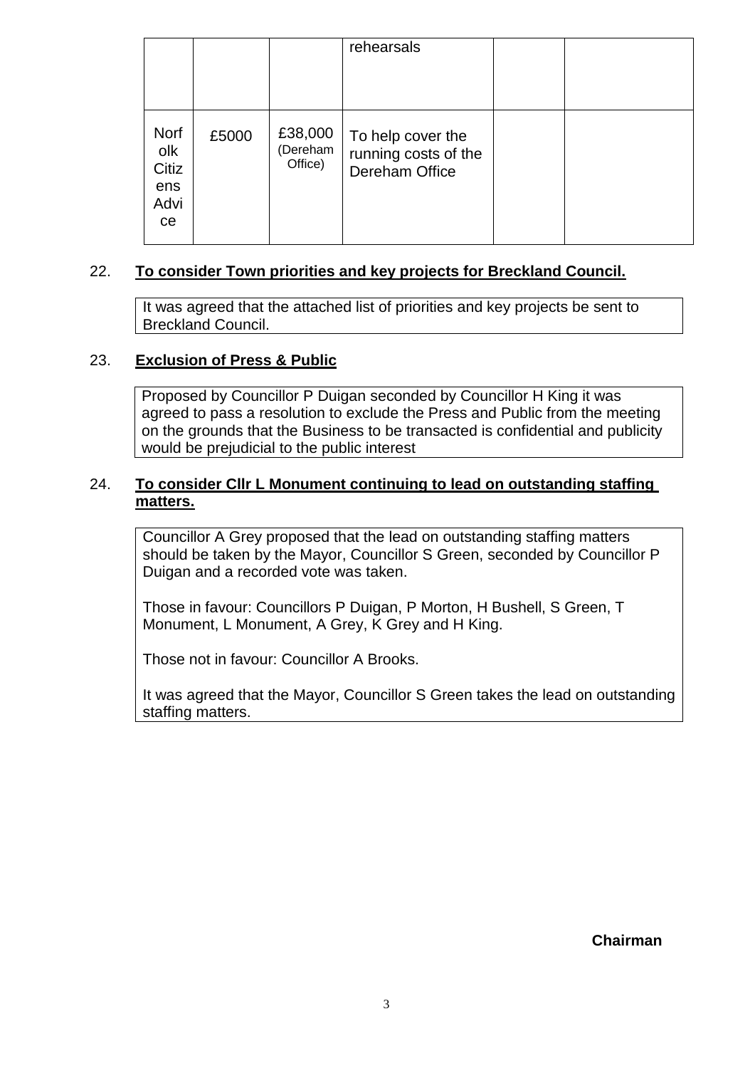| | | | | | |
|---|---|---|---|---|---|
| | | | rehearsals | | |
| Norfolk Citizens Advice | £5000 | £38,000 (Dereham Office) | To help cover the running costs of the Dereham Office | | |

22. **To consider Town priorities and key projects for Breckland Council.**

It was agreed that the attached list of priorities and key projects be sent to Breckland Council.

23. **Exclusion of Press & Public**

Proposed by Councillor P Duigan seconded by Councillor H King it was agreed to pass a resolution to exclude the Press and Public from the meeting on the grounds that the Business to be transacted is confidential and publicity would be prejudicial to the public interest

24. **To consider Cllr L Monument continuing to lead on outstanding staffing matters.**

Councillor A Grey proposed that the lead on outstanding staffing matters should be taken by the Mayor, Councillor S Green, seconded by Councillor P Duigan and a recorded vote was taken.

Those in favour: Councillors P Duigan, P Morton, H Bushell, S Green, T Monument, L Monument, A Grey, K Grey and H King.

Those not in favour: Councillor A Brooks.

It was agreed that the Mayor, Councillor S Green takes the lead on outstanding staffing matters.

**Chairman**